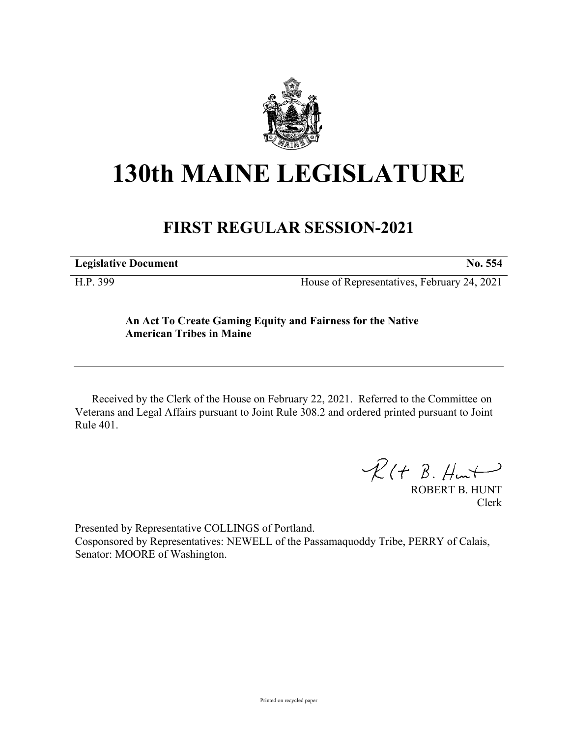# 130th MAINE LEGISLATURE

## FIRST REGULAR SESSION-2021

**Legislative Document** **No. 554**

H.P. 399 House of Representatives, February 24, 2021

**An Act To Create Gaming Equity and Fairness for the Native American Tribes in Maine**

Received by the Clerk of the House on February 22, 2021. Referred to the Committee on Veterans and Legal Affairs pursuant to Joint Rule 308.2 and ordered printed pursuant to Joint Rule 401.

ROBERT B. HUNT
Clerk

Presented by Representative COLLINGS of Portland.
Cosponsored by Representatives: NEWELL of the Passamaquoddy Tribe, PERRY of Calais, Senator: MOORE of Washington.

Printed on recycled paper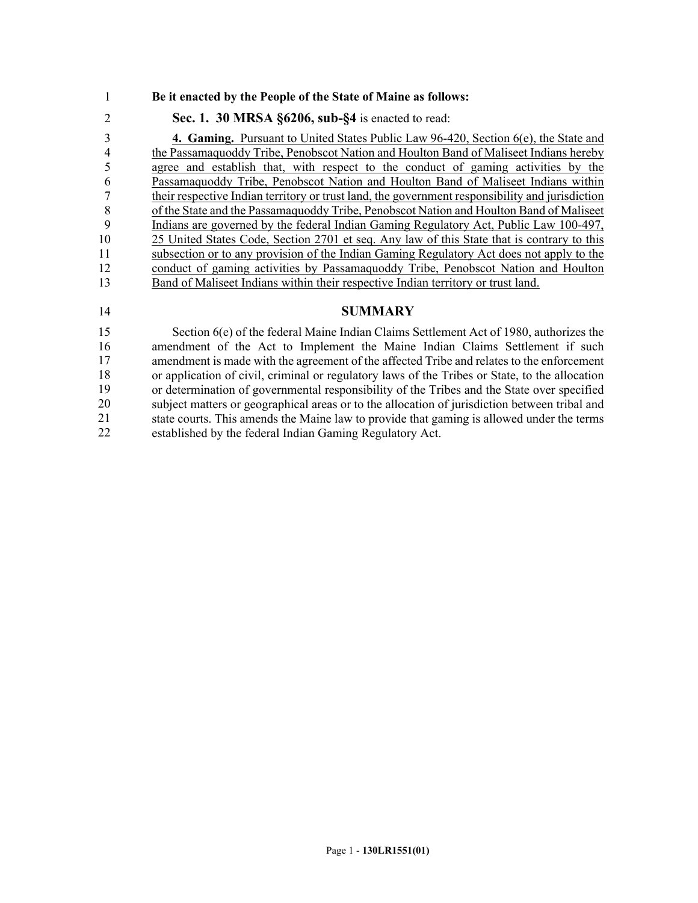**Be it enacted by the People of the State of Maine as follows:**

**Sec. 1. 30 MRSA §6206, sub-§4** is enacted to read:

**4. Gaming.** Pursuant to United States Public Law 96-420, Section 6(e), the State and the Passamaquoddy Tribe, Penobscot Nation and Houlton Band of Maliseet Indians hereby agree and establish that, with respect to the conduct of gaming activities by the Passamaquoddy Tribe, Penobscot Nation and Houlton Band of Maliseet Indians within their respective Indian territory or trust land, the government responsibility and jurisdiction of the State and the Passamaquoddy Tribe, Penobscot Nation and Houlton Band of Maliseet Indians are governed by the federal Indian Gaming Regulatory Act, Public Law 100-497, 25 United States Code, Section 2701 et seq. Any law of this State that is contrary to this subsection or to any provision of the Indian Gaming Regulatory Act does not apply to the conduct of gaming activities by Passamaquoddy Tribe, Penobscot Nation and Houlton Band of Maliseet Indians within their respective Indian territory or trust land.

## SUMMARY

Section 6(e) of the federal Maine Indian Claims Settlement Act of 1980, authorizes the amendment of the Act to Implement the Maine Indian Claims Settlement if such amendment is made with the agreement of the affected Tribe and relates to the enforcement or application of civil, criminal or regulatory laws of the Tribes or State, to the allocation or determination of governmental responsibility of the Tribes and the State over specified subject matters or geographical areas or to the allocation of jurisdiction between tribal and state courts. This amends the Maine law to provide that gaming is allowed under the terms established by the federal Indian Gaming Regulatory Act.